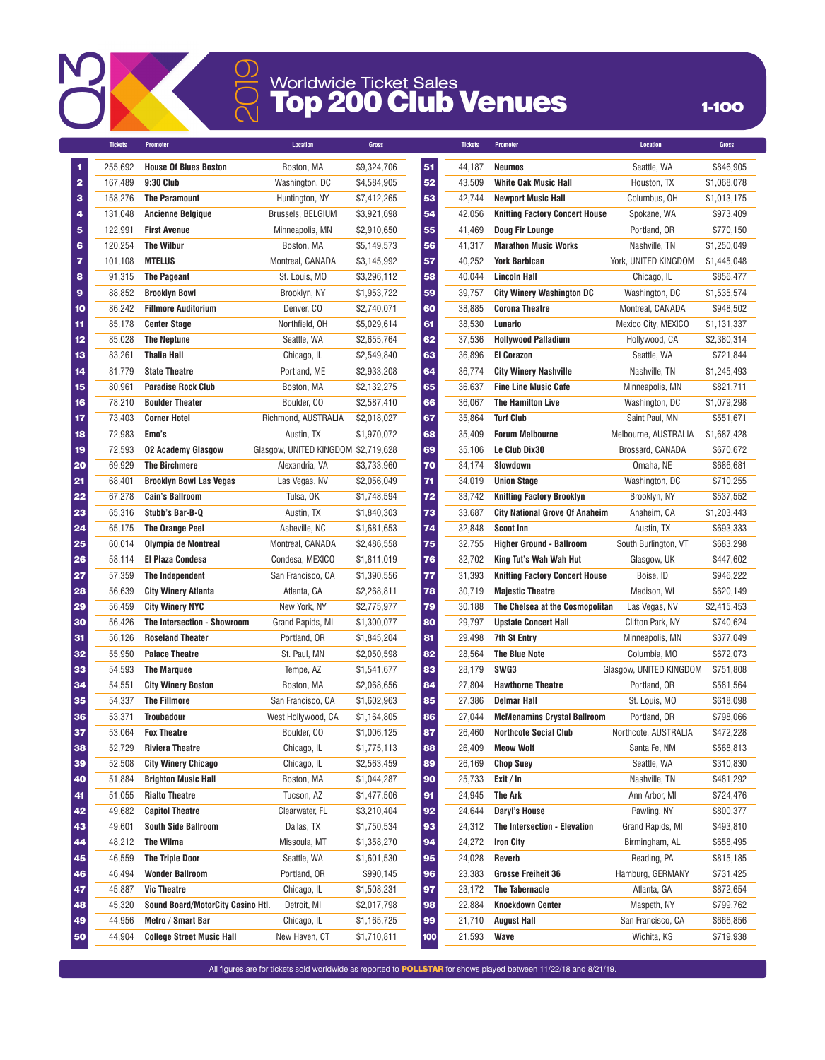# Q3 2019 Worldwide Ticket Sales

## Top 200 Club Venues

1-100

| Rank | Tickets | Promoter | Location | Gross |
|---|---|---|---|---|
| 1 | 255,692 | House Of Blues Boston | Boston, MA | $9,324,706 |
| 2 | 167,489 | 9:30 Club | Washington, DC | $4,584,905 |
| 3 | 158,276 | The Paramount | Huntington, NY | $7,412,265 |
| 4 | 131,048 | Ancienne Belgique | Brussels, BELGIUM | $3,921,698 |
| 5 | 122,991 | First Avenue | Minneapolis, MN | $2,910,650 |
| 6 | 120,254 | The Wilbur | Boston, MA | $5,149,573 |
| 7 | 101,108 | MTELUS | Montreal, CANADA | $3,145,992 |
| 8 | 91,315 | The Pageant | St. Louis, MO | $3,296,112 |
| 9 | 88,852 | Brooklyn Bowl | Brooklyn, NY | $1,953,722 |
| 10 | 86,242 | Fillmore Auditorium | Denver, CO | $2,740,071 |
| 11 | 85,178 | Center Stage | Northfield, OH | $5,029,614 |
| 12 | 85,028 | The Neptune | Seattle, WA | $2,655,764 |
| 13 | 83,261 | Thalia Hall | Chicago, IL | $2,549,840 |
| 14 | 81,779 | State Theatre | Portland, ME | $2,933,208 |
| 15 | 80,961 | Paradise Rock Club | Boston, MA | $2,132,275 |
| 16 | 78,210 | Boulder Theater | Boulder, CO | $2,587,410 |
| 17 | 73,403 | Corner Hotel | Richmond, AUSTRALIA | $2,018,027 |
| 18 | 72,983 | Emo's | Austin, TX | $1,970,072 |
| 19 | 72,593 | O2 Academy Glasgow | Glasgow, UNITED KINGDOM | $2,719,628 |
| 20 | 69,929 | The Birchmere | Alexandria, VA | $3,733,960 |
| 21 | 68,401 | Brooklyn Bowl Las Vegas | Las Vegas, NV | $2,056,049 |
| 22 | 67,278 | Cain's Ballroom | Tulsa, OK | $1,748,594 |
| 23 | 65,316 | Stubb's Bar-B-Q | Austin, TX | $1,840,303 |
| 24 | 65,175 | The Orange Peel | Asheville, NC | $1,681,653 |
| 25 | 60,014 | Olympia de Montreal | Montreal, CANADA | $2,486,558 |
| 26 | 58,114 | El Plaza Condesa | Condesa, MEXICO | $1,811,019 |
| 27 | 57,359 | The Independent | San Francisco, CA | $1,390,556 |
| 28 | 56,639 | City Winery Atlanta | Atlanta, GA | $2,268,811 |
| 29 | 56,459 | City Winery NYC | New York, NY | $2,775,977 |
| 30 | 56,426 | The Intersection - Showroom | Grand Rapids, MI | $1,300,077 |
| 31 | 56,126 | Roseland Theater | Portland, OR | $1,845,204 |
| 32 | 55,950 | Palace Theatre | St. Paul, MN | $2,050,598 |
| 33 | 54,593 | The Marquee | Tempe, AZ | $1,541,677 |
| 34 | 54,551 | City Winery Boston | Boston, MA | $2,068,656 |
| 35 | 54,337 | The Fillmore | San Francisco, CA | $1,602,963 |
| 36 | 53,371 | Troubadour | West Hollywood, CA | $1,164,805 |
| 37 | 53,064 | Fox Theatre | Boulder, CO | $1,006,125 |
| 38 | 52,729 | Riviera Theatre | Chicago, IL | $1,775,113 |
| 39 | 52,508 | City Winery Chicago | Chicago, IL | $2,563,459 |
| 40 | 51,884 | Brighton Music Hall | Boston, MA | $1,044,287 |
| 41 | 51,055 | Rialto Theatre | Tucson, AZ | $1,477,506 |
| 42 | 49,682 | Capitol Theatre | Clearwater, FL | $3,210,404 |
| 43 | 49,601 | South Side Ballroom | Dallas, TX | $1,750,534 |
| 44 | 48,212 | The Wilma | Missoula, MT | $1,358,270 |
| 45 | 46,559 | The Triple Door | Seattle, WA | $1,601,530 |
| 46 | 46,494 | Wonder Ballroom | Portland, OR | $990,145 |
| 47 | 45,887 | Vic Theatre | Chicago, IL | $1,508,231 |
| 48 | 45,320 | Sound Board/MotorCity Casino Htl. | Detroit, MI | $2,017,798 |
| 49 | 44,956 | Metro / Smart Bar | Chicago, IL | $1,165,725 |
| 50 | 44,904 | College Street Music Hall | New Haven, CT | $1,710,811 |
| 51 | 44,187 | Neumos | Seattle, WA | $846,905 |
| 52 | 43,509 | White Oak Music Hall | Houston, TX | $1,068,078 |
| 53 | 42,744 | Newport Music Hall | Columbus, OH | $1,013,175 |
| 54 | 42,056 | Knitting Factory Concert House | Spokane, WA | $973,409 |
| 55 | 41,469 | Doug Fir Lounge | Portland, OR | $770,150 |
| 56 | 41,317 | Marathon Music Works | Nashville, TN | $1,250,049 |
| 57 | 40,252 | York Barbican | York, UNITED KINGDOM | $1,445,048 |
| 58 | 40,044 | Lincoln Hall | Chicago, IL | $856,477 |
| 59 | 39,757 | City Winery Washington DC | Washington, DC | $1,535,574 |
| 60 | 38,885 | Corona Theatre | Montreal, CANADA | $948,502 |
| 61 | 38,530 | Lunario | Mexico City, MEXICO | $1,131,337 |
| 62 | 37,536 | Hollywood Palladium | Hollywood, CA | $2,380,314 |
| 63 | 36,896 | El Corazon | Seattle, WA | $721,844 |
| 64 | 36,774 | City Winery Nashville | Nashville, TN | $1,245,493 |
| 65 | 36,637 | Fine Line Music Cafe | Minneapolis, MN | $821,711 |
| 66 | 36,067 | The Hamilton Live | Washington, DC | $1,079,298 |
| 67 | 35,864 | Turf Club | Saint Paul, MN | $551,671 |
| 68 | 35,409 | Forum Melbourne | Melbourne, AUSTRALIA | $1,687,428 |
| 69 | 35,106 | Le Club Dix30 | Brossard, CANADA | $670,672 |
| 70 | 34,174 | Slowdown | Omaha, NE | $686,681 |
| 71 | 34,019 | Union Stage | Washington, DC | $710,255 |
| 72 | 33,742 | Knitting Factory Brooklyn | Brooklyn, NY | $537,552 |
| 73 | 33,687 | City National Grove Of Anaheim | Anaheim, CA | $1,203,443 |
| 74 | 32,848 | Scoot Inn | Austin, TX | $693,333 |
| 75 | 32,755 | Higher Ground - Ballroom | South Burlington, VT | $683,298 |
| 76 | 32,702 | King Tut's Wah Wah Hut | Glasgow, UK | $447,602 |
| 77 | 31,393 | Knitting Factory Concert House | Boise, ID | $946,222 |
| 78 | 30,719 | Majestic Theatre | Madison, WI | $620,149 |
| 79 | 30,188 | The Chelsea at the Cosmopolitan | Las Vegas, NV | $2,415,453 |
| 80 | 29,797 | Upstate Concert Hall | Clifton Park, NY | $740,624 |
| 81 | 29,498 | 7th St Entry | Minneapolis, MN | $377,049 |
| 82 | 28,564 | The Blue Note | Columbia, MO | $672,073 |
| 83 | 28,179 | SWG3 | Glasgow, UNITED KINGDOM | $751,808 |
| 84 | 27,804 | Hawthorne Theatre | Portland, OR | $581,564 |
| 85 | 27,386 | Delmar Hall | St. Louis, MO | $618,098 |
| 86 | 27,044 | McMenamins Crystal Ballroom | Portland, OR | $798,066 |
| 87 | 26,460 | Northcote Social Club | Northcote, AUSTRALIA | $472,228 |
| 88 | 26,409 | Meow Wolf | Santa Fe, NM | $568,813 |
| 89 | 26,169 | Chop Suey | Seattle, WA | $310,830 |
| 90 | 25,733 | Exit / In | Nashville, TN | $481,292 |
| 91 | 24,945 | The Ark | Ann Arbor, MI | $724,476 |
| 92 | 24,644 | Daryl's House | Pawling, NY | $800,377 |
| 93 | 24,312 | The Intersection - Elevation | Grand Rapids, MI | $493,810 |
| 94 | 24,272 | Iron City | Birmingham, AL | $658,495 |
| 95 | 24,028 | Reverb | Reading, PA | $815,185 |
| 96 | 23,383 | Grosse Freiheit 36 | Hamburg, GERMANY | $731,425 |
| 97 | 23,172 | The Tabernacle | Atlanta, GA | $872,654 |
| 98 | 22,884 | Knockdown Center | Maspeth, NY | $799,762 |
| 99 | 21,710 | August Hall | San Francisco, CA | $666,856 |
| 100 | 21,593 | Wave | Wichita, KS | $719,938 |

All figures are for tickets sold worldwide as reported to POLLSTAR for shows played between 11/22/18 and 8/21/19.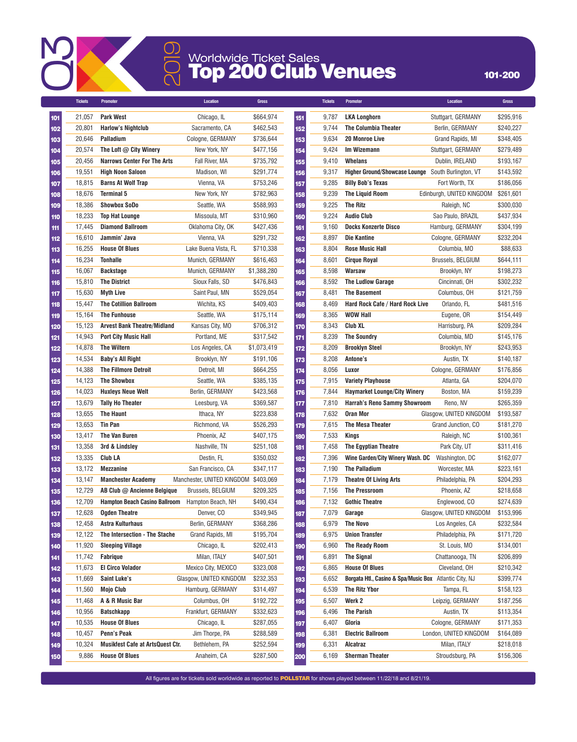# Q3 2019 Worldwide Ticket Sales

# Top 200 Club Venues

101-200

| | Tickets | Promoter | Location | Gross |
|---|---|---|---|---|
| 101 | 21,057 | **Park West** | Chicago, IL | $664,974 |
| 102 | 20,801 | **Harlow's Nightclub** | Sacramento, CA | $462,543 |
| 103 | 20,646 | **Palladium** | Cologne, GERMANY | $736,644 |
| 104 | 20,574 | **The Loft @ City Winery** | New York, NY | $477,156 |
| 105 | 20,456 | **Narrows Center For The Arts** | Fall River, MA | $735,792 |
| 106 | 19,551 | **High Noon Saloon** | Madison, WI | $291,774 |
| 107 | 18,815 | **Barns At Wolf Trap** | Vienna, VA | $753,246 |
| 108 | 18,676 | **Terminal 5** | New York, NY | $782,963 |
| 109 | 18,386 | **Showbox SoDo** | Seattle, WA | $588,993 |
| 110 | 18,233 | **Top Hat Lounge** | Missoula, MT | $310,960 |
| 111 | 17,445 | **Diamond Ballroom** | Oklahoma City, OK | $427,436 |
| 112 | 16,610 | **Jammin' Java** | Vienna, VA | $291,732 |
| 113 | 16,255 | **House Of Blues** | Lake Buena Vista, FL | $710,338 |
| 114 | 16,234 | **Tonhalle** | Munich, GERMANY | $616,463 |
| 115 | 16,067 | **Backstage** | Munich, GERMANY | $1,388,280 |
| 116 | 15,810 | **The District** | Sioux Falls, SD | $476,843 |
| 117 | 15,630 | **Myth Live** | Saint Paul, MN | $529,054 |
| 118 | 15,447 | **The Cotillion Ballroom** | Wichita, KS | $409,403 |
| 119 | 15,164 | **The Funhouse** | Seattle, WA | $175,114 |
| 120 | 15,123 | **Arvest Bank Theatre/Midland** | Kansas City, MO | $706,312 |
| 121 | 14,943 | **Port City Music Hall** | Portland, ME | $317,542 |
| 122 | 14,878 | **The Wiltern** | Los Angeles, CA | $1,073,419 |
| 123 | 14,534 | **Baby's All Right** | Brooklyn, NY | $191,106 |
| 124 | 14,388 | **The Fillmore Detroit** | Detroit, MI | $664,255 |
| 125 | 14,123 | **The Showbox** | Seattle, WA | $385,135 |
| 126 | 14,023 | **Huxleys Neue Welt** | Berlin, GERMANY | $423,568 |
| 127 | 13,679 | **Tally Ho Theater** | Leesburg, VA | $369,587 |
| 128 | 13,655 | **The Haunt** | Ithaca, NY | $223,838 |
| 129 | 13,653 | **Tin Pan** | Richmond, VA | $526,293 |
| 130 | 13,417 | **The Van Buren** | Phoenix, AZ | $407,175 |
| 131 | 13,358 | **3rd & Lindsley** | Nashville, TN | $251,108 |
| 132 | 13,335 | **Club LA** | Destin, FL | $350,032 |
| 133 | 13,172 | **Mezzanine** | San Francisco, CA | $347,117 |
| 134 | 13,147 | **Manchester Academy** | Manchester, UNITED KINGDOM | $403,069 |
| 135 | 12,729 | **AB Club @ Ancienne Belgique** | Brussels, BELGIUM | $209,325 |
| 136 | 12,709 | **Hampton Beach Casino Ballroom** | Hampton Beach, NH | $490,434 |
| 137 | 12,628 | **Ogden Theatre** | Denver, CO | $349,945 |
| 138 | 12,458 | **Astra Kulturhaus** | Berlin, GERMANY | $368,286 |
| 139 | 12,122 | **The Intersection - The Stache** | Grand Rapids, MI | $195,704 |
| 140 | 11,920 | **Sleeping Village** | Chicago, IL | $202,413 |
| 141 | 11,742 | **Fabrique** | Milan, ITALY | $407,501 |
| 142 | 11,673 | **El Circo Volador** | Mexico City, MEXICO | $323,008 |
| 143 | 11,669 | **Saint Luke's** | Glasgow, UNITED KINGDOM | $232,353 |
| 144 | 11,560 | **Mojo Club** | Hamburg, GERMANY | $314,497 |
| 145 | 11,468 | **A & R Music Bar** | Columbus, OH | $192,722 |
| 146 | 10,956 | **Batschkapp** | Frankfurt, GERMANY | $332,623 |
| 147 | 10,535 | **House Of Blues** | Chicago, IL | $287,055 |
| 148 | 10,457 | **Penn's Peak** | Jim Thorpe, PA | $288,589 |
| 149 | 10,324 | **Musikfest Cafe at ArtsQuest Ctr.** | Bethlehem, PA | $252,594 |
| 150 | 9,886 | **House Of Blues** | Anaheim, CA | $287,500 |
| 151 | 9,787 | **LKA Longhorn** | Stuttgart, GERMANY | $295,916 |
| 152 | 9,744 | **The Columbia Theater** | Berlin, GERMANY | $240,227 |
| 153 | 9,634 | **20 Monroe Live** | Grand Rapids, MI | $348,405 |
| 154 | 9,424 | **Im Wizemann** | Stuttgart, GERMANY | $279,489 |
| 155 | 9,410 | **Whelans** | Dublin, IRELAND | $193,167 |
| 156 | 9,317 | **Higher Ground/Showcase Lounge** | South Burlington, VT | $143,592 |
| 157 | 9,285 | **Billy Bob's Texas** | Fort Worth, TX | $186,056 |
| 158 | 9,239 | **The Liquid Room** | Edinburgh, UNITED KINGDOM | $261,601 |
| 159 | 9,225 | **The Ritz** | Raleigh, NC | $300,030 |
| 160 | 9,224 | **Audio Club** | Sao Paulo, BRAZIL | $437,934 |
| 161 | 9,160 | **Docks Konzerte Disco** | Hamburg, GERMANY | $304,199 |
| 162 | 8,897 | **Die Kantine** | Cologne, GERMANY | $232,204 |
| 163 | 8,804 | **Rose Music Hall** | Columbia, MO | $88,633 |
| 164 | 8,601 | **Cirque Royal** | Brussels, BELGIUM | $644,111 |
| 165 | 8,598 | **Warsaw** | Brooklyn, NY | $198,273 |
| 166 | 8,592 | **The Ludlow Garage** | Cincinnati, OH | $302,232 |
| 167 | 8,481 | **The Basement** | Columbus, OH | $121,759 |
| 168 | 8,469 | **Hard Rock Cafe / Hard Rock Live** | Orlando, FL | $481,516 |
| 169 | 8,365 | **WOW Hall** | Eugene, OR | $154,449 |
| 170 | 8,343 | **Club XL** | Harrisburg, PA | $209,284 |
| 171 | 8,239 | **The Soundry** | Columbia, MD | $145,176 |
| 172 | 8,209 | **Brooklyn Steel** | Brooklyn, NY | $243,953 |
| 173 | 8,208 | **Antone's** | Austin, TX | $140,187 |
| 174 | 8,056 | **Luxor** | Cologne, GERMANY | $176,856 |
| 175 | 7,915 | **Variety Playhouse** | Atlanta, GA | $204,070 |
| 176 | 7,844 | **Haymarket Lounge/City Winery** | Boston, MA | $159,239 |
| 177 | 7,810 | **Harrah's Reno Sammy Showroom** | Reno, NV | $265,359 |
| 178 | 7,632 | **Oran Mor** | Glasgow, UNITED KINGDOM | $193,587 |
| 179 | 7,615 | **The Mesa Theater** | Grand Junction, CO | $181,270 |
| 180 | 7,533 | **Kings** | Raleigh, NC | $100,361 |
| 181 | 7,458 | **The Egyptian Theatre** | Park City, UT | $311,416 |
| 182 | 7,396 | **Wine Garden/City Winery Wash. DC** | Washington, DC | $162,077 |
| 183 | 7,190 | **The Palladium** | Worcester, MA | $223,161 |
| 184 | 7,179 | **Theatre Of Living Arts** | Philadelphia, PA | $204,293 |
| 185 | 7,156 | **The Pressroom** | Phoenix, AZ | $218,658 |
| 186 | 7,132 | **Gothic Theatre** | Englewood, CO | $274,639 |
| 187 | 7,079 | **Garage** | Glasgow, UNITED KINGDOM | $153,996 |
| 188 | 6,979 | **The Novo** | Los Angeles, CA | $232,584 |
| 189 | 6,975 | **Union Transfer** | Philadelphia, PA | $171,720 |
| 190 | 6,960 | **The Ready Room** | St. Louis, MO | $134,001 |
| 191 | 6,891 | **The Signal** | Chattanooga, TN | $206,899 |
| 192 | 6,865 | **House Of Blues** | Cleveland, OH | $210,342 |
| 193 | 6,652 | **Borgata Htl., Casino & Spa/Music Box** | Atlantic City, NJ | $399,774 |
| 194 | 6,539 | **The Ritz Ybor** | Tampa, FL | $158,123 |
| 195 | 6,507 | **Werk 2** | Leipzig, GERMANY | $187,256 |
| 196 | 6,496 | **The Parish** | Austin, TX | $113,354 |
| 197 | 6,407 | **Gloria** | Cologne, GERMANY | $171,353 |
| 198 | 6,381 | **Electric Ballroom** | London, UNITED KINGDOM | $164,089 |
| 199 | 6,331 | **Alcatraz** | Milan, ITALY | $218,018 |
| 200 | 6,169 | **Sherman Theater** | Stroudsburg, PA | $156,306 |

All figures are for tickets sold worldwide as reported to **POLLSTAR** for shows played between 11/22/18 and 8/21/19.